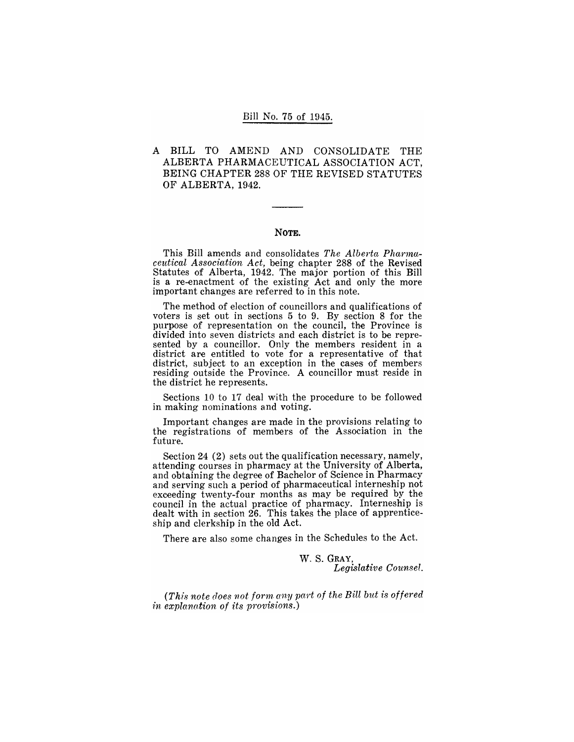Bill No. 75 of 1945.

# A BILL TO AMEND AND CONSOLIDATE THE ALBERTA PHARMACEUTICAL ASSOCIATION ACT, BEING CHAPTER 288 OF THE REVISED STATUTES OF ALBERTA, 1942.

## NOTE.

This Bill amends and consolidates *The Alberta Pharmaceutical Association Act*, being chapter 288 of the Revised Statutes of Alberta, 1942. The major portion of this Bill is a re-enactment of the existing Act and only the more important changes are referred to in this note.

The method of election of councillors and qualifications of voters is set out in sections 5 to 9. By section 8 for the purpose of representation on the council, the Province is divided into seven districts and each district is to be represented by a councillor. Only the members resident in a district are entitled to vote for a representative of that district, subject to an exception in the cases of members residing outside the Province. A councillor must reside in the district he represents.

Sections 10 to 17 deal with the procedure to be followed in making nominations and voting.

Important changes are made in the provisions relating to the registrations of members of the Association in the future.

Section 24 (2) sets out the qualification necessary, namely, attending courses in pharmacy at the University of Alberta, and obtaining the degree of Bachelor of Science in Pharmacy and serving such a period of pharmaceutical interneship not exceeding twenty-four months as may be required by the council in the actual practice of pharmacy. Interneship is dealt with in section 26. This takes the place of apprenticeship and clerkship in the old Act.

There are also some changes in the Schedules to the Act.

W. S. GRAY,
*Legislative Counsel.*

*(This note does not form any part of the Bill but is offered in explanation of its provisions.)*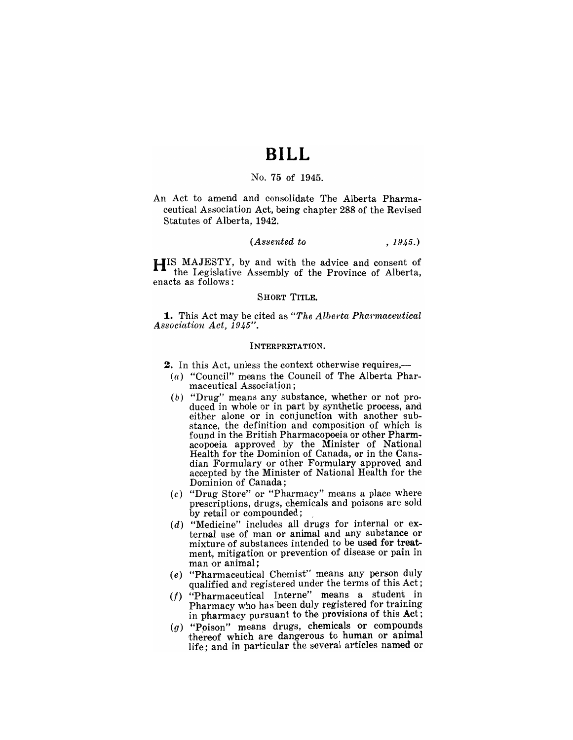# BILL

No. 75 of 1945.

An Act to amend and consolidate The Alberta Pharmaceutical Association Act, being chapter 288 of the Revised Statutes of Alberta, 1942.

*(Assented to , 1945.)*

HIS MAJESTY, by and with the advice and consent of the Legislative Assembly of the Province of Alberta, enacts as follows:

SHORT TITLE.

**1.** This Act may be cited as *"The Alberta Pharmaceutical Association Act, 1945"*.

INTERPRETATION.

**2.** In this Act, unless the context otherwise requires,—

(*a*) "Council" means the Council of The Alberta Pharmaceutical Association;

(*b*) "Drug" means any substance, whether or not produced in whole or in part by synthetic process, and either alone or in conjunction with another substance, the definition and composition of which is found in the British Pharmacopoeia or other Pharmacopoeia approved by the Minister of National Health for the Dominion of Canada, or in the Canadian Formulary or other Formulary approved and accepted by the Minister of National Health for the Dominion of Canada;

(*c*) "Drug Store" or "Pharmacy" means a place where prescriptions, drugs, chemicals and poisons are sold by retail or compounded;

(*d*) "Medicine" includes all drugs for internal or external use of man or animal and any substance or mixture of substances intended to be used for treatment, mitigation or prevention of disease or pain in man or animal;

(*e*) "Pharmaceutical Chemist" means any person duly qualified and registered under the terms of this Act;

(*f*) "Pharmaceutical Interne" means a student in Pharmacy who has been duly registered for training in pharmacy pursuant to the provisions of this Act;

(*g*) "Poison" means drugs, chemicals or compounds thereof which are dangerous to human or animal life; and in particular the several articles named or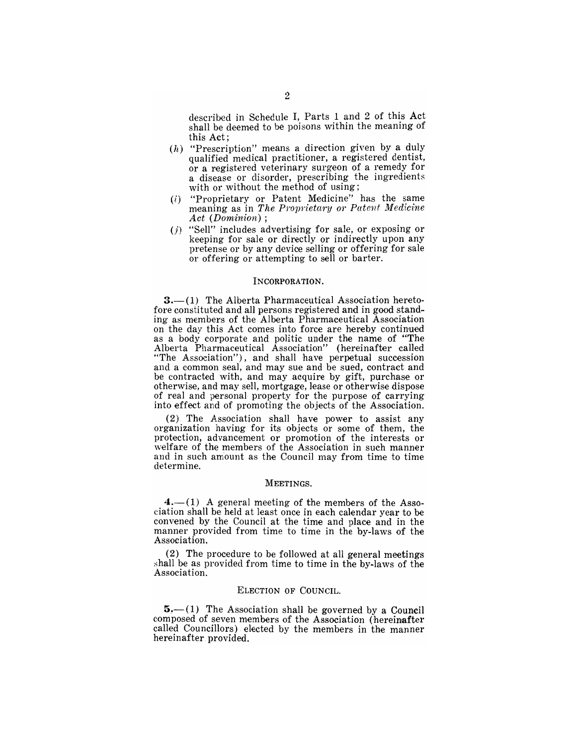described in Schedule I, Parts 1 and 2 of this Act shall be deemed to be poisons within the meaning of this Act;

(*h*) "Prescription" means a direction given by a duly qualified medical practitioner, a registered dentist, or a registered veterinary surgeon of a remedy for a disease or disorder, prescribing the ingredients with or without the method of using;

(*i*) "Proprietary or Patent Medicine" has the same meaning as in *The Proprietary or Patent Medicine Act (Dominion)*;

(*j*) "Sell" includes advertising for sale, or exposing or keeping for sale or directly or indirectly upon any pretense or by any device selling or offering for sale or offering or attempting to sell or barter.

## INCORPORATION.

**3.**—(1) The Alberta Pharmaceutical Association heretofore constituted and all persons registered and in good standing as members of the Alberta Pharmaceutical Association on the day this Act comes into force are hereby continued as a body corporate and politic under the name of "The Alberta Pharmaceutical Association" (hereinafter called "The Association"), and shall have perpetual succession and a common seal, and may sue and be sued, contract and be contracted with, and may acquire by gift, purchase or otherwise, and may sell, mortgage, lease or otherwise dispose of real and personal property for the purpose of carrying into effect and of promoting the objects of the Association.

(2) The Association shall have power to assist any organization having for its objects or some of them, the protection, advancement or promotion of the interests or welfare of the members of the Association in such manner and in such amount as the Council may from time to time determine.

## MEETINGS.

**4.**—(1) A general meeting of the members of the Association shall be held at least once in each calendar year to be convened by the Council at the time and place and in the manner provided from time to time in the by-laws of the Association.

(2) The procedure to be followed at all general meetings shall be as provided from time to time in the by-laws of the Association.

## ELECTION OF COUNCIL.

**5.**—(1) The Association shall be governed by a Council composed of seven members of the Association (hereinafter called Councillors) elected by the members in the manner hereinafter provided.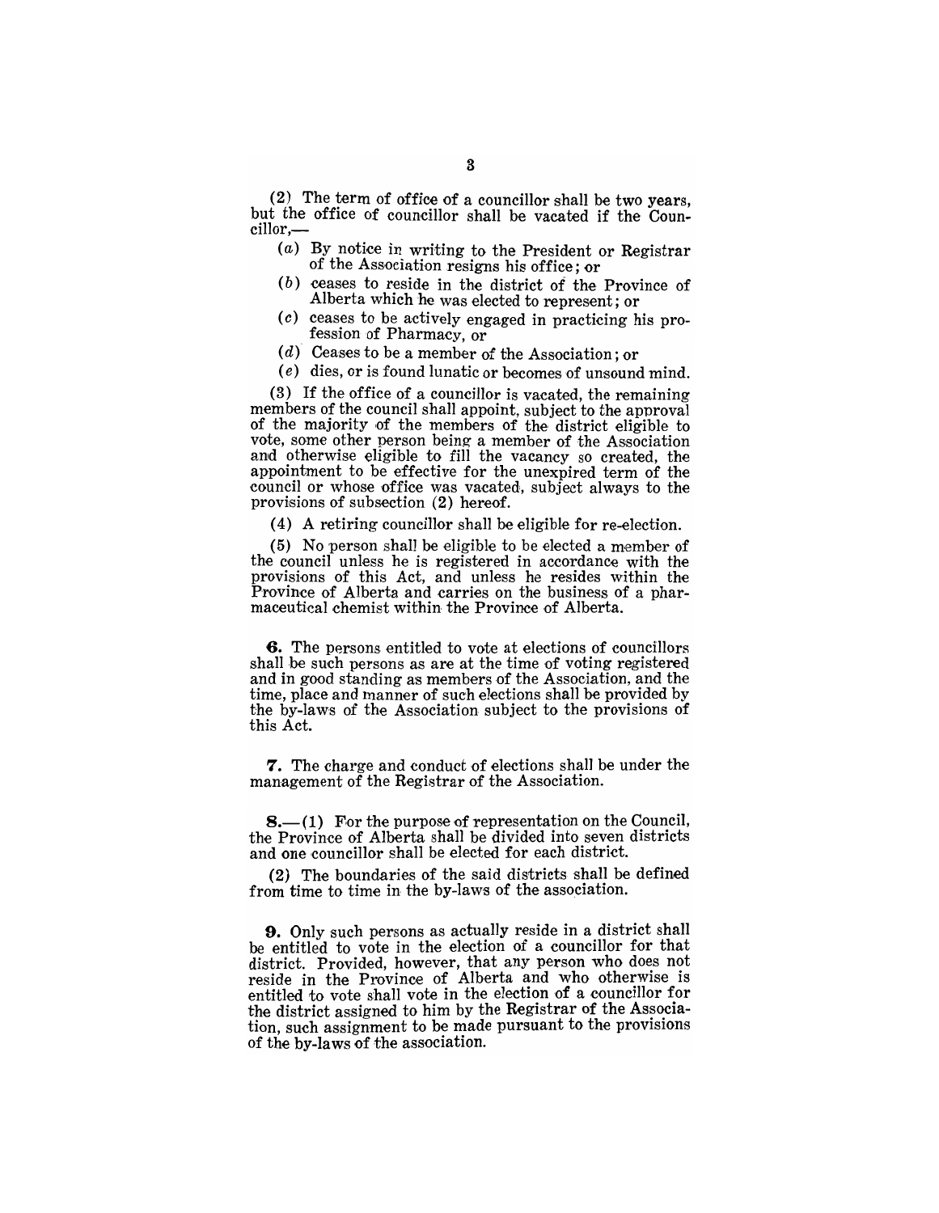(2) The term of office of a councillor shall be two years, but the office of councillor shall be vacated if the Councillor,—

- (*a*) By notice in writing to the President or Registrar of the Association resigns his office; or
- (*b*) ceases to reside in the district of the Province of Alberta which he was elected to represent; or
- (*c*) ceases to be actively engaged in practicing his profession of Pharmacy, or
- (*d*) Ceases to be a member of the Association; or
- (*e*) dies, or is found lunatic or becomes of unsound mind.

(3) If the office of a councillor is vacated, the remaining members of the council shall appoint, subject to the approval of the majority of the members of the district eligible to vote, some other person being a member of the Association and otherwise eligible to fill the vacancy so created, the appointment to be effective for the unexpired term of the council or whose office was vacated, subject always to the provisions of subsection (2) hereof.

(4) A retiring councillor shall be eligible for re-election.

(5) No person shall be eligible to be elected a member of the council unless he is registered in accordance with the provisions of this Act, and unless he resides within the Province of Alberta and carries on the business of a pharmaceutical chemist within the Province of Alberta.

**6.** The persons entitled to vote at elections of councillors shall be such persons as are at the time of voting registered and in good standing as members of the Association, and the time, place and manner of such elections shall be provided by the by-laws of the Association subject to the provisions of this Act.

**7.** The charge and conduct of elections shall be under the management of the Registrar of the Association.

**8.**—(1) For the purpose of representation on the Council, the Province of Alberta shall be divided into seven districts and one councillor shall be elected for each district.

(2) The boundaries of the said districts shall be defined from time to time in the by-laws of the association.

**9.** Only such persons as actually reside in a district shall be entitled to vote in the election of a councillor for that district. Provided, however, that any person who does not reside in the Province of Alberta and who otherwise is entitled to vote shall vote in the election of a councillor for the district assigned to him by the Registrar of the Association, such assignment to be made pursuant to the provisions of the by-laws of the association.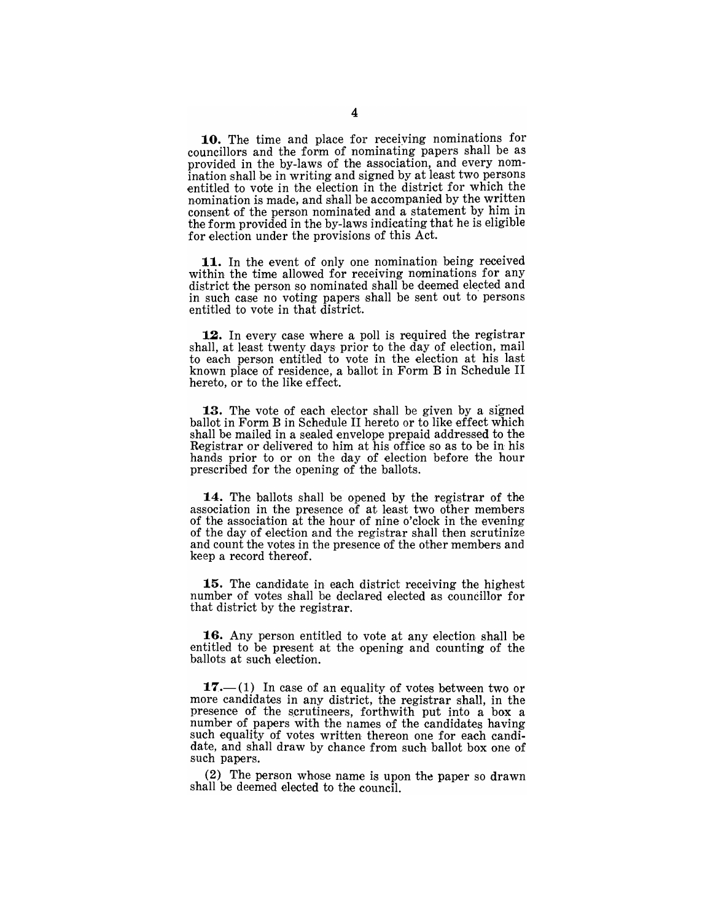**10.** The time and place for receiving nominations for councillors and the form of nominating papers shall be as provided in the by-laws of the association, and every nomination shall be in writing and signed by at least two persons entitled to vote in the election in the district for which the nomination is made, and shall be accompanied by the written consent of the person nominated and a statement by him in the form provided in the by-laws indicating that he is eligible for election under the provisions of this Act.

**11.** In the event of only one nomination being received within the time allowed for receiving nominations for any district the person so nominated shall be deemed elected and in such case no voting papers shall be sent out to persons entitled to vote in that district.

**12.** In every case where a poll is required the registrar shall, at least twenty days prior to the day of election, mail to each person entitled to vote in the election at his last known place of residence, a ballot in Form B in Schedule II hereto, or to the like effect.

**13.** The vote of each elector shall be given by a signed ballot in Form B in Schedule II hereto or to like effect which shall be mailed in a sealed envelope prepaid addressed to the Registrar or delivered to him at his office so as to be in his hands prior to or on the day of election before the hour prescribed for the opening of the ballots.

**14.** The ballots shall be opened by the registrar of the association in the presence of at least two other members of the association at the hour of nine o'clock in the evening of the day of election and the registrar shall then scrutinize and count the votes in the presence of the other members and keep a record thereof.

**15.** The candidate in each district receiving the highest number of votes shall be declared elected as councillor for that district by the registrar.

**16.** Any person entitled to vote at any election shall be entitled to be present at the opening and counting of the ballots at such election.

**17.**—(1) In case of an equality of votes between two or more candidates in any district, the registrar shall, in the presence of the scrutineers, forthwith put into a box a number of papers with the names of the candidates having such equality of votes written thereon one for each candidate, and shall draw by chance from such ballot box one of such papers.

(2) The person whose name is upon the paper so drawn shall be deemed elected to the council.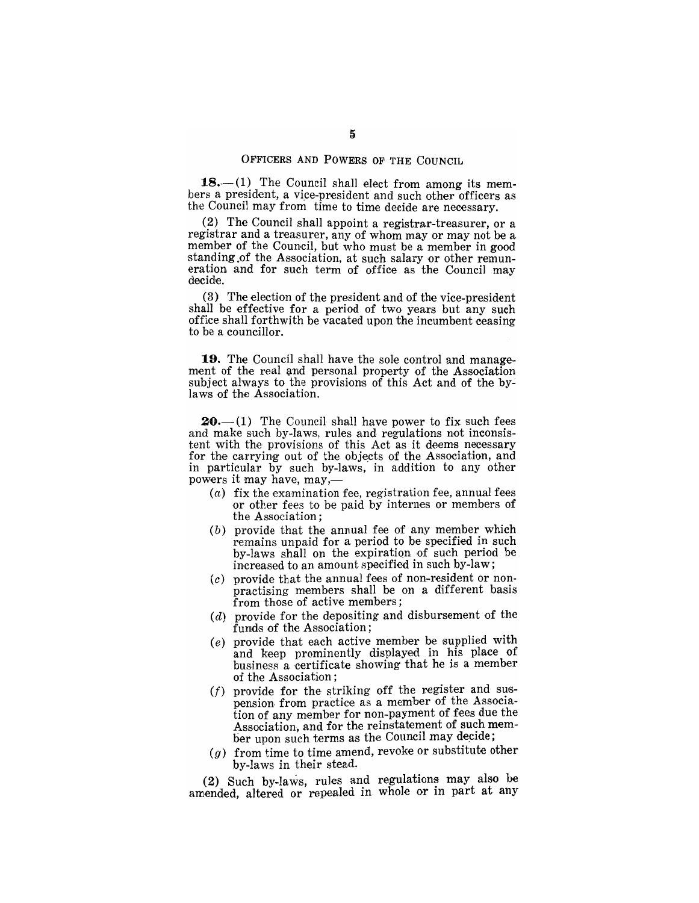## Officers and Powers of the Council

**18.**—(1) The Council shall elect from among its members a president, a vice-president and such other officers as the Council may from time to time decide are necessary.

(2) The Council shall appoint a registrar-treasurer, or a registrar and a treasurer, any of whom may or may not be a member of the Council, but who must be a member in good standing of the Association, at such salary or other remuneration and for such term of office as the Council may decide.

(3) The election of the president and of the vice-president shall be effective for a period of two years but any such office shall forthwith be vacated upon the incumbent ceasing to be a councillor.

**19.** The Council shall have the sole control and management of the real and personal property of the Association subject always to the provisions of this Act and of the by-laws of the Association.

**20.**—(1) The Council shall have power to fix such fees and make such by-laws, rules and regulations not inconsistent with the provisions of this Act as it deems necessary for the carrying out of the objects of the Association, and in particular by such by-laws, in addition to any other powers it may have, may,—

- (*a*) fix the examination fee, registration fee, annual fees or other fees to be paid by internes or members of the Association;
- (*b*) provide that the annual fee of any member which remains unpaid for a period to be specified in such by-laws shall on the expiration of such period be increased to an amount specified in such by-law;
- (*c*) provide that the annual fees of non-resident or non-practising members shall be on a different basis from those of active members;
- (*d*) provide for the depositing and disbursement of the funds of the Association;
- (*e*) provide that each active member be supplied with and keep prominently displayed in his place of business a certificate showing that he is a member of the Association;
- (*f*) provide for the striking off the register and suspension from practice as a member of the Association of any member for non-payment of fees due the Association, and for the reinstatement of such member upon such terms as the Council may decide;
- (*g*) from time to time amend, revoke or substitute other by-laws in their stead.

(2) Such by-laws, rules and regulations may also be amended, altered or repealed in whole or in part at any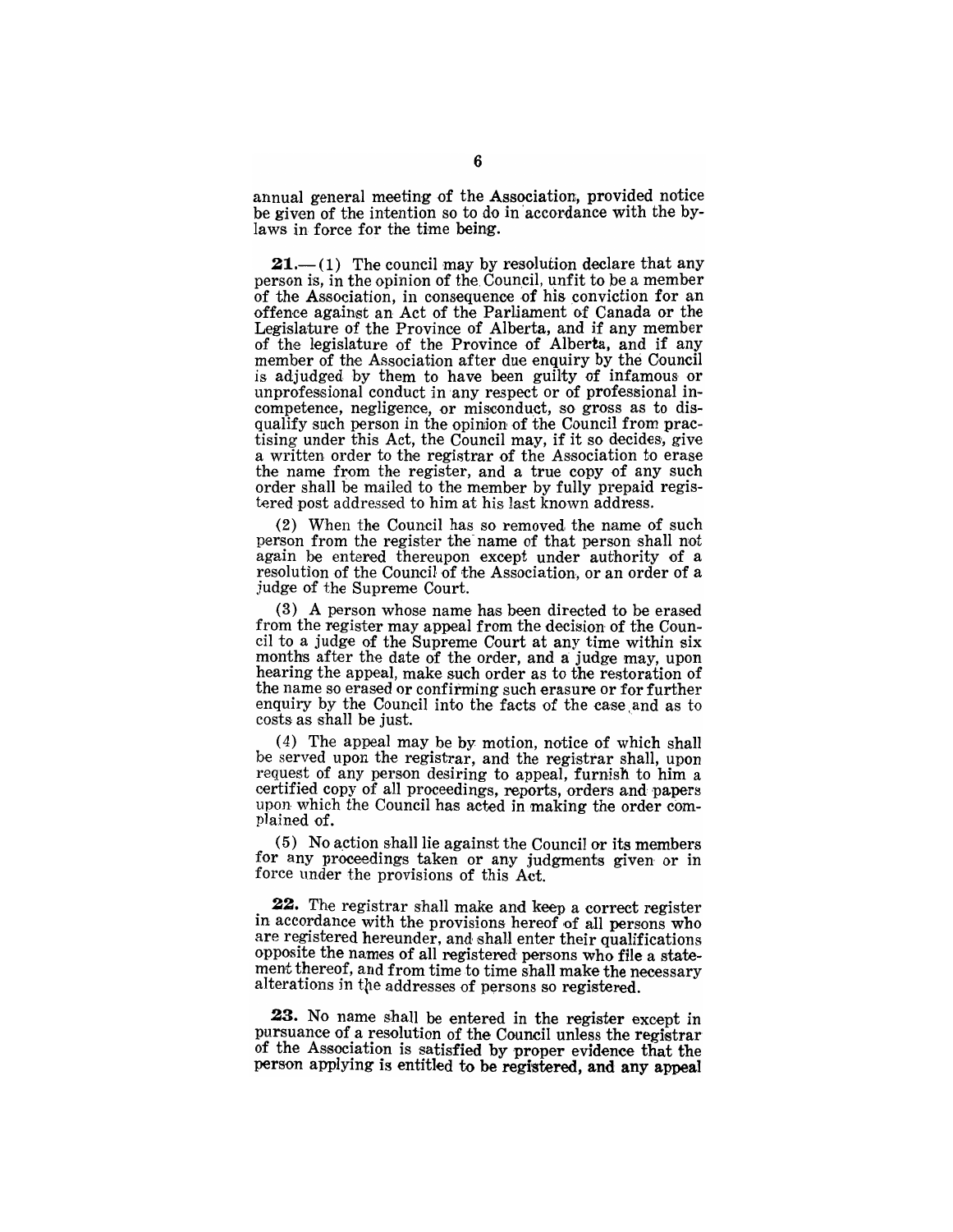annual general meeting of the Association, provided notice be given of the intention so to do in accordance with the by-laws in force for the time being.

**21.**—(1) The council may by resolution declare that any person is, in the opinion of the Council, unfit to be a member of the Association, in consequence of his conviction for an offence against an Act of the Parliament of Canada or the Legislature of the Province of Alberta, and if any member of the legislature of the Province of Alberta, and if any member of the Association after due enquiry by the Council is adjudged by them to have been guilty of infamous or unprofessional conduct in any respect or of professional incompetence, negligence, or misconduct, so gross as to disqualify such person in the opinion of the Council from practising under this Act, the Council may, if it so decides, give a written order to the registrar of the Association to erase the name from the register, and a true copy of any such order shall be mailed to the member by fully prepaid registered post addressed to him at his last known address.

(2) When the Council has so removed the name of such person from the register the name of that person shall not again be entered thereupon except under authority of a resolution of the Council of the Association, or an order of a judge of the Supreme Court.

(3) A person whose name has been directed to be erased from the register may appeal from the decision of the Council to a judge of the Supreme Court at any time within six months after the date of the order, and a judge may, upon hearing the appeal, make such order as to the restoration of the name so erased or confirming such erasure or for further enquiry by the Council into the facts of the case and as to costs as shall be just.

(4) The appeal may be by motion, notice of which shall be served upon the registrar, and the registrar shall, upon request of any person desiring to appeal, furnish to him a certified copy of all proceedings, reports, orders and papers upon which the Council has acted in making the order complained of.

(5) No action shall lie against the Council or its members for any proceedings taken or any judgments given or in force under the provisions of this Act.

**22.** The registrar shall make and keep a correct register in accordance with the provisions hereof of all persons who are registered hereunder, and shall enter their qualifications opposite the names of all registered persons who file a statement thereof, and from time to time shall make the necessary alterations in the addresses of persons so registered.

**23.** No name shall be entered in the register except in pursuance of a resolution of the Council unless the registrar of the Association is satisfied by proper evidence that the person applying is entitled to be registered, and any appeal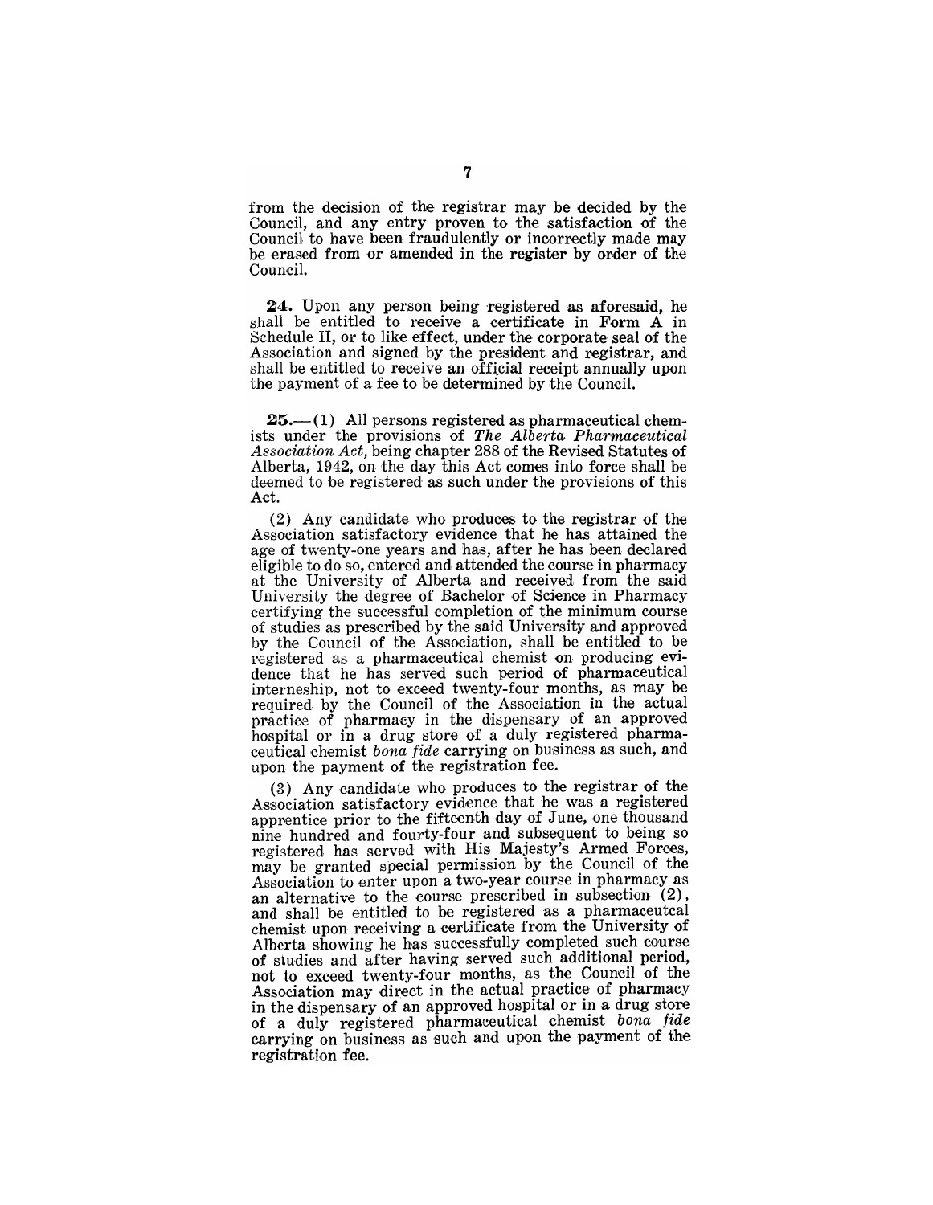from the decision of the registrar may be decided by the Council, and any entry proven to the satisfaction of the Council to have been fraudulently or incorrectly made may be erased from or amended in the register by order of the Council.

**24.** Upon any person being registered as aforesaid, he shall be entitled to receive a certificate in Form A in Schedule II, or to like effect, under the corporate seal of the Association and signed by the president and registrar, and shall be entitled to receive an official receipt annually upon the payment of a fee to be determined by the Council.

**25.**—(1) All persons registered as pharmaceutical chemists under the provisions of *The Alberta Pharmaceutical Association Act*, being chapter 288 of the Revised Statutes of Alberta, 1942, on the day this Act comes into force shall be deemed to be registered as such under the provisions of this Act.

(2) Any candidate who produces to the registrar of the Association satisfactory evidence that he has attained the age of twenty-one years and has, after he has been declared eligible to do so, entered and attended the course in pharmacy at the University of Alberta and received from the said University the degree of Bachelor of Science in Pharmacy certifying the successful completion of the minimum course of studies as prescribed by the said University and approved by the Council of the Association, shall be entitled to be registered as a pharmaceutical chemist on producing evidence that he has served such period of pharmaceutical interneship, not to exceed twenty-four months, as may be required by the Council of the Association in the actual practice of pharmacy in the dispensary of an approved hospital or in a drug store of a duly registered pharmaceutical chemist *bona fide* carrying on business as such, and upon the payment of the registration fee.

(3) Any candidate who produces to the registrar of the Association satisfactory evidence that he was a registered apprentice prior to the fifteenth day of June, one thousand nine hundred and fourty-four and subsequent to being so registered has served with His Majesty's Armed Forces, may be granted special permission by the Council of the Association to enter upon a two-year course in pharmacy as an alternative to the course prescribed in subsection (2), and shall be entitled to be registered as a pharmaceutcal chemist upon receiving a certificate from the University of Alberta showing he has successfully completed such course of studies and after having served such additional period, not to exceed twenty-four months, as the Council of the Association may direct in the actual practice of pharmacy in the dispensary of an approved hospital or in a drug store of a duly registered pharmaceutical chemist *bona fide* carrying on business as such and upon the payment of the registration fee.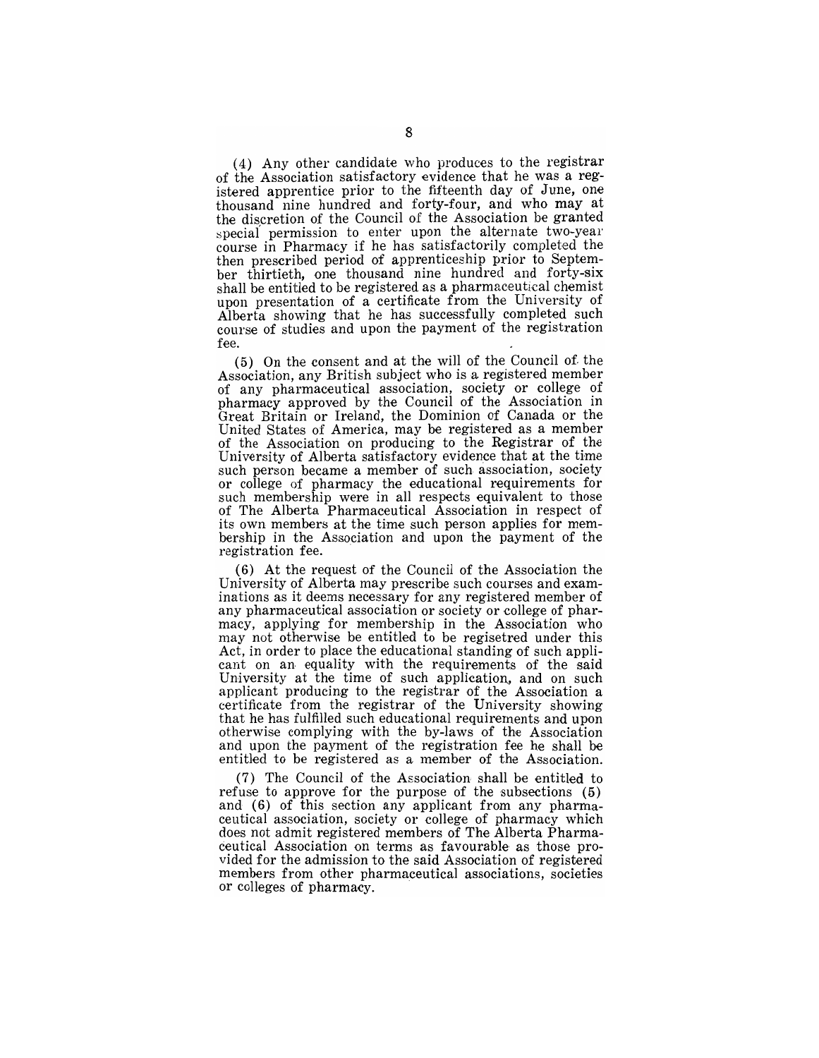(4) Any other candidate who produces to the registrar of the Association satisfactory evidence that he was a registered apprentice prior to the fifteenth day of June, one thousand nine hundred and forty-four, and who may at the discretion of the Council of the Association be granted special permission to enter upon the alternate two-year course in Pharmacy if he has satisfactorily completed the then prescribed period of apprenticeship prior to September thirtieth, one thousand nine hundred and forty-six shall be entitled to be registered as a pharmaceutical chemist upon presentation of a certificate from the University of Alberta showing that he has successfully completed such course of studies and upon the payment of the registration fee.

(5) On the consent and at the will of the Council of the Association, any British subject who is a registered member of any pharmaceutical association, society or college of pharmacy approved by the Council of the Association in Great Britain or Ireland, the Dominion of Canada or the United States of America, may be registered as a member of the Association on producing to the Registrar of the University of Alberta satisfactory evidence that at the time such person became a member of such association, society or college of pharmacy the educational requirements for such membership were in all respects equivalent to those of The Alberta Pharmaceutical Association in respect of its own members at the time such person applies for membership in the Association and upon the payment of the registration fee.

(6) At the request of the Council of the Association the University of Alberta may prescribe such courses and examinations as it deems necessary for any registered member of any pharmaceutical association or society or college of pharmacy, applying for membership in the Association who may not otherwise be entitled to be regisetred under this Act, in order to place the educational standing of such applicant on an equality with the requirements of the said University at the time of such application, and on such applicant producing to the registrar of the Association a certificate from the registrar of the University showing that he has fulfilled such educational requirements and upon otherwise complying with the by-laws of the Association and upon the payment of the registration fee he shall be entitled to be registered as a member of the Association.

(7) The Council of the Association shall be entitled to refuse to approve for the purpose of the subsections (5) and (6) of this section any applicant from any pharmaceutical association, society or college of pharmacy which does not admit registered members of The Alberta Pharmaceutical Association on terms as favourable as those provided for the admission to the said Association of registered members from other pharmaceutical associations, societies or colleges of pharmacy.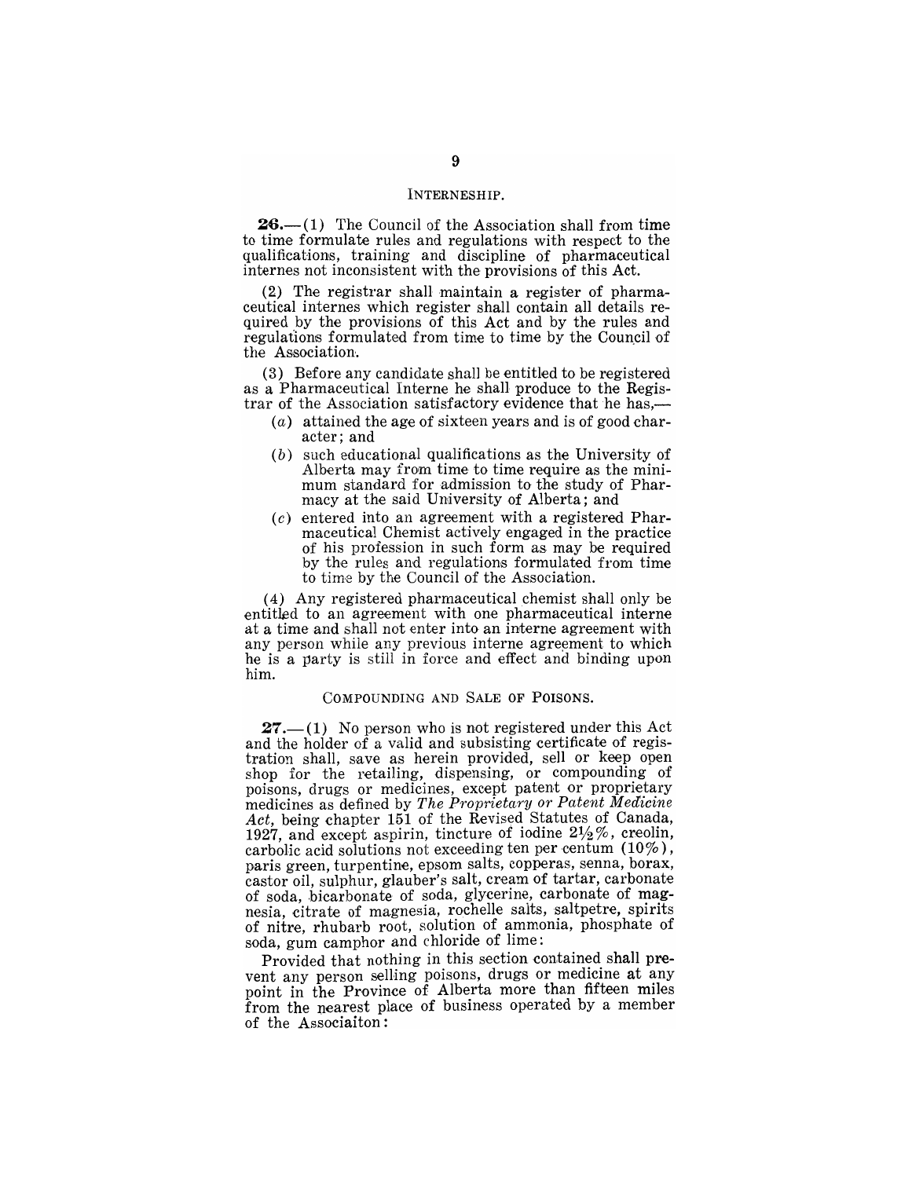## INTERNESHIP.

**26.**—(1) The Council of the Association shall from time to time formulate rules and regulations with respect to the qualifications, training and discipline of pharmaceutical internes not inconsistent with the provisions of this Act.

(2) The registrar shall maintain a register of pharmaceutical internes which register shall contain all details required by the provisions of this Act and by the rules and regulations formulated from time to time by the Council of the Association.

(3) Before any candidate shall be entitled to be registered as a Pharmaceutical Interne he shall produce to the Registrar of the Association satisfactory evidence that he has,—

- (*a*) attained the age of sixteen years and is of good character; and
- (*b*) such educational qualifications as the University of Alberta may from time to time require as the minimum standard for admission to the study of Pharmacy at the said University of Alberta; and
- (*c*) entered into an agreement with a registered Pharmaceutical Chemist actively engaged in the practice of his profession in such form as may be required by the rules and regulations formulated from time to time by the Council of the Association.

(4) Any registered pharmaceutical chemist shall only be entitled to an agreement with one pharmaceutical interne at a time and shall not enter into an interne agreement with any person while any previous interne agreement to which he is a party is still in force and effect and binding upon him.

## COMPOUNDING AND SALE OF POISONS.

**27.**—(1) No person who is not registered under this Act and the holder of a valid and subsisting certificate of registration shall, save as herein provided, sell or keep open shop for the retailing, dispensing, or compounding of poisons, drugs or medicines, except patent or proprietary medicines as defined by *The Proprietary or Patent Medicine Act*, being chapter 151 of the Revised Statutes of Canada, 1927, and except aspirin, tincture of iodine 2½%, creolin, carbolic acid solutions not exceeding ten per centum (10%), paris green, turpentine, epsom salts, copperas, senna, borax, castor oil, sulphur, glauber's salt, cream of tartar, carbonate of soda, bicarbonate of soda, glycerine, carbonate of magnesia, citrate of magnesia, rochelle salts, saltpetre, spirits of nitre, rhubarb root, solution of ammonia, phosphate of soda, gum camphor and chloride of lime:

Provided that nothing in this section contained shall prevent any person selling poisons, drugs or medicine at any point in the Province of Alberta more than fifteen miles from the nearest place of business operated by a member of the Associaiton: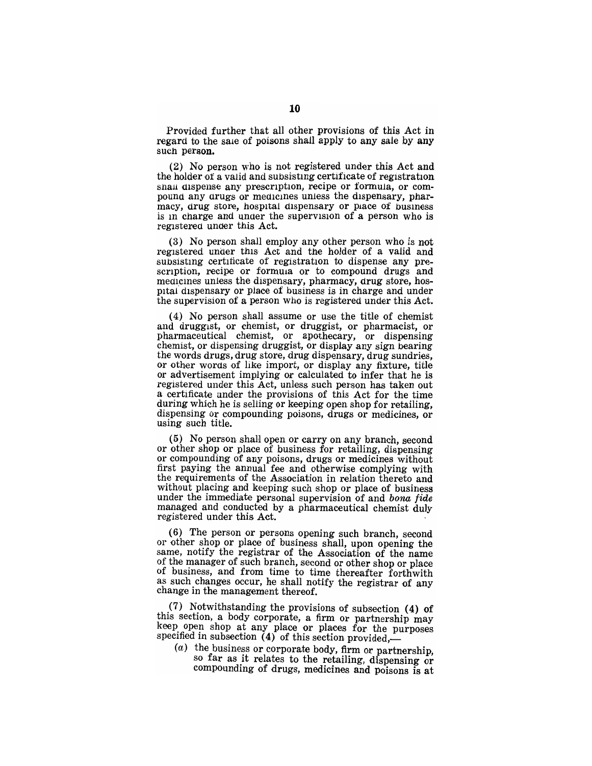Provided further that all other provisions of this Act in regard to the sale of poisons shall apply to any sale by any such person.

(2) No person who is not registered under this Act and the holder of a valid and subsisting certificate of registration shall dispense any prescription, recipe or formula, or compound any drugs or medicines unless the dispensary, pharmacy, drug store, hospital dispensary or place of business is in charge and under the supervision of a person who is registered under this Act.

(3) No person shall employ any other person who is not registered under this Act and the holder of a valid and subsisting certificate of registration to dispense any prescription, recipe or formula or to compound drugs and medicines unless the dispensary, pharmacy, drug store, hospital dispensary or place of business is in charge and under the supervision of a person who is registered under this Act.

(4) No person shall assume or use the title of chemist and druggist, or chemist, or druggist, or pharmacist, or pharmaceutical chemist, or apothecary, or dispensing chemist, or dispensing druggist, or display any sign bearing the words drugs, drug store, drug dispensary, drug sundries, or other words of like import, or display any fixture, title or advertisement implying or calculated to infer that he is registered under this Act, unless such person has taken out a certificate under the provisions of this Act for the time during which he is selling or keeping open shop for retailing, dispensing or compounding poisons, drugs or medicines, or using such title.

(5) No person shall open or carry on any branch, second or other shop or place of business for retailing, dispensing or compounding of any poisons, drugs or medicines without first paying the annual fee and otherwise complying with the requirements of the Association in relation thereto and without placing and keeping such shop or place of business under the immediate personal supervision of and *bona fide* managed and conducted by a pharmaceutical chemist duly registered under this Act.

(6) The person or persons opening such branch, second or other shop or place of business shall, upon opening the same, notify the registrar of the Association of the name of the manager of such branch, second or other shop or place of business, and from time to time thereafter forthwith as such changes occur, he shall notify the registrar of any change in the management thereof.

(7) Notwithstanding the provisions of subsection (4) of this section, a body corporate, a firm or partnership may keep open shop at any place or places for the purposes specified in subsection (4) of this section provided,—

(*a*) the business or corporate body, firm or partnership, so far as it relates to the retailing, dispensing or compounding of drugs, medicines and poisons is at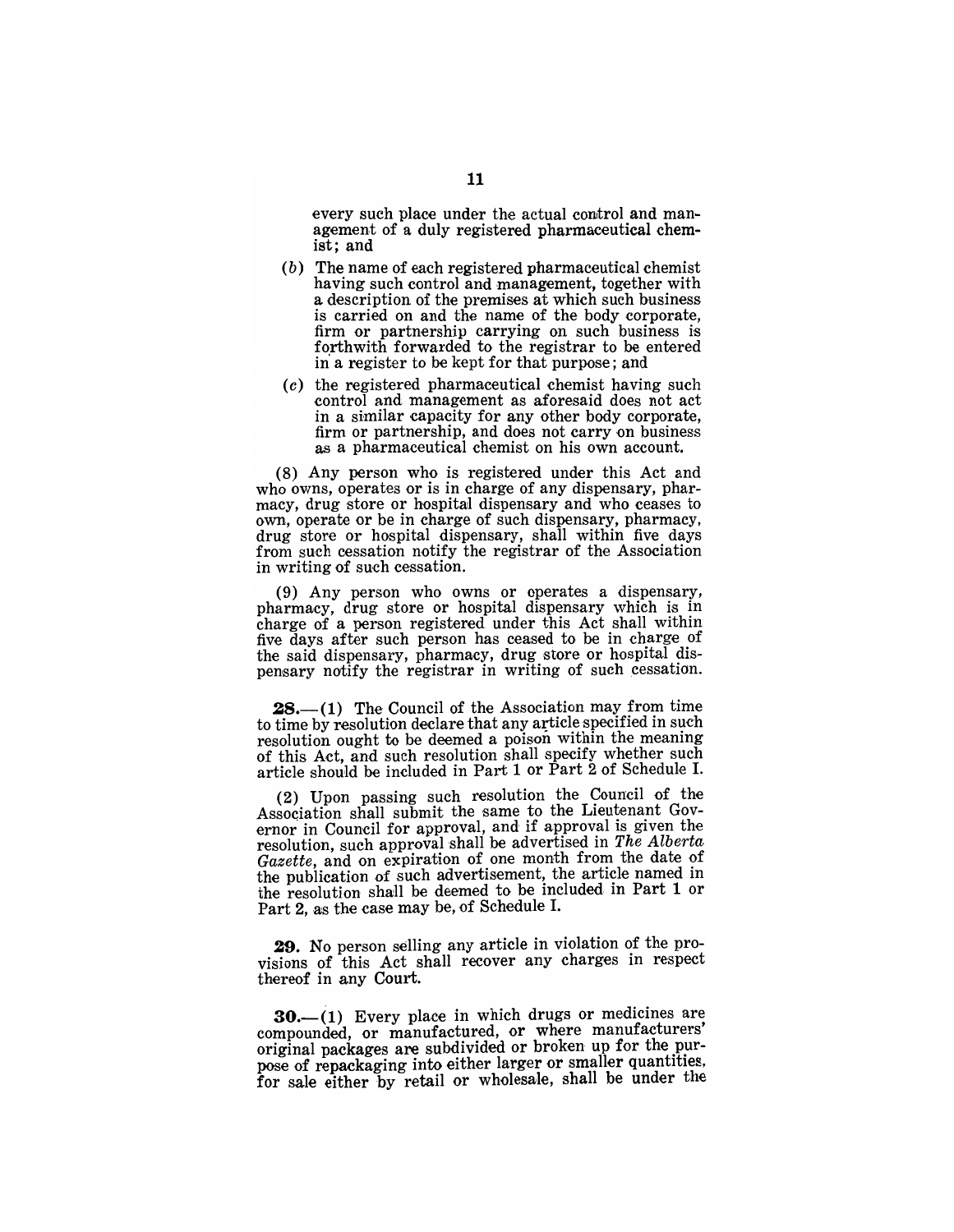every such place under the actual control and management of a duly registered pharmaceutical chemist; and

(*b*) The name of each registered pharmaceutical chemist having such control and management, together with a description of the premises at which such business is carried on and the name of the body corporate, firm or partnership carrying on such business is forthwith forwarded to the registrar to be entered in a register to be kept for that purpose; and

(*c*) the registered pharmaceutical chemist having such control and management as aforesaid does not act in a similar capacity for any other body corporate, firm or partnership, and does not carry on business as a pharmaceutical chemist on his own account.

(8) Any person who is registered under this Act and who owns, operates or is in charge of any dispensary, pharmacy, drug store or hospital dispensary and who ceases to own, operate or be in charge of such dispensary, pharmacy, drug store or hospital dispensary, shall within five days from such cessation notify the registrar of the Association in writing of such cessation.

(9) Any person who owns or operates a dispensary, pharmacy, drug store or hospital dispensary which is in charge of a person registered under this Act shall within five days after such person has ceased to be in charge of the said dispensary, pharmacy, drug store or hospital dispensary notify the registrar in writing of such cessation.

**28.**—(1) The Council of the Association may from time to time by resolution declare that any article specified in such resolution ought to be deemed a poison within the meaning of this Act, and such resolution shall specify whether such article should be included in Part 1 or Part 2 of Schedule I.

(2) Upon passing such resolution the Council of the Association shall submit the same to the Lieutenant Governor in Council for approval, and if approval is given the resolution, such approval shall be advertised in *The Alberta Gazette*, and on expiration of one month from the date of the publication of such advertisement, the article named in the resolution shall be deemed to be included in Part 1 or Part 2, as the case may be, of Schedule I.

**29.** No person selling any article in violation of the provisions of this Act shall recover any charges in respect thereof in any Court.

**30.**—(1) Every place in which drugs or medicines are compounded, or manufactured, or where manufacturers' original packages are subdivided or broken up for the purpose of repackaging into either larger or smaller quantities, for sale either by retail or wholesale, shall be under the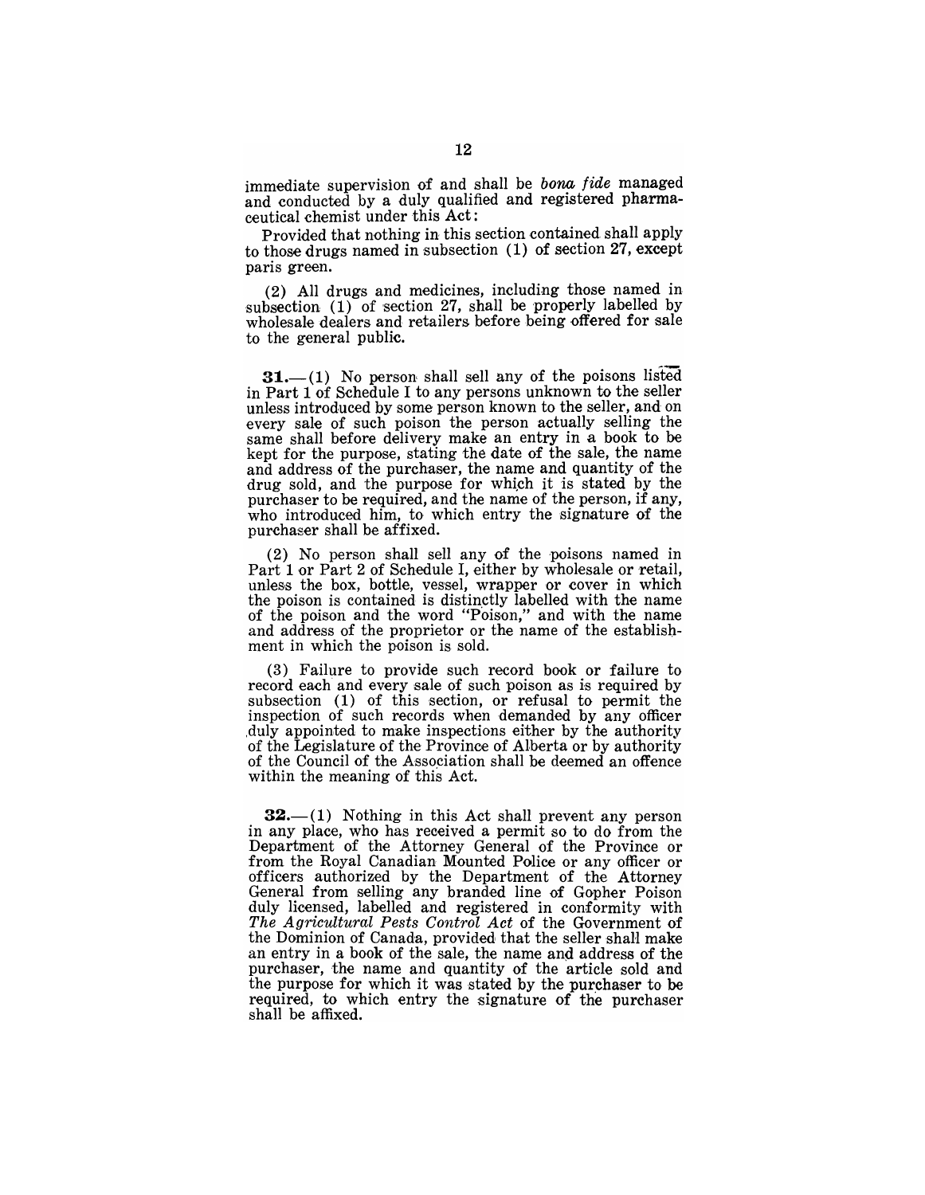immediate supervision of and shall be *bona fide* managed and conducted by a duly qualified and registered pharmaceutical chemist under this Act:

Provided that nothing in this section contained shall apply to those drugs named in subsection (1) of section 27, except paris green.

(2) All drugs and medicines, including those named in subsection (1) of section 27, shall be properly labelled by wholesale dealers and retailers before being offered for sale to the general public.

**31.**—(1) No person shall sell any of the poisons listed in Part 1 of Schedule I to any persons unknown to the seller unless introduced by some person known to the seller, and on every sale of such poison the person actually selling the same shall before delivery make an entry in a book to be kept for the purpose, stating the date of the sale, the name and address of the purchaser, the name and quantity of the drug sold, and the purpose for which it is stated by the purchaser to be required, and the name of the person, if any, who introduced him, to which entry the signature of the purchaser shall be affixed.

(2) No person shall sell any of the poisons named in Part 1 or Part 2 of Schedule I, either by wholesale or retail, unless the box, bottle, vessel, wrapper or cover in which the poison is contained is distinctly labelled with the name of the poison and the word "Poison," and with the name and address of the proprietor or the name of the establishment in which the poison is sold.

(3) Failure to provide such record book or failure to record each and every sale of such poison as is required by subsection (1) of this section, or refusal to permit the inspection of such records when demanded by any officer duly appointed to make inspections either by the authority of the Legislature of the Province of Alberta or by authority of the Council of the Association shall be deemed an offence within the meaning of this Act.

**32.**—(1) Nothing in this Act shall prevent any person in any place, who has received a permit so to do from the Department of the Attorney General of the Province or from the Royal Canadian Mounted Police or any officer or officers authorized by the Department of the Attorney General from selling any branded line of Gopher Poison duly licensed, labelled and registered in conformity with *The Agricultural Pests Control Act* of the Government of the Dominion of Canada, provided that the seller shall make an entry in a book of the sale, the name and address of the purchaser, the name and quantity of the article sold and the purpose for which it was stated by the purchaser to be required, to which entry the signature of the purchaser shall be affixed.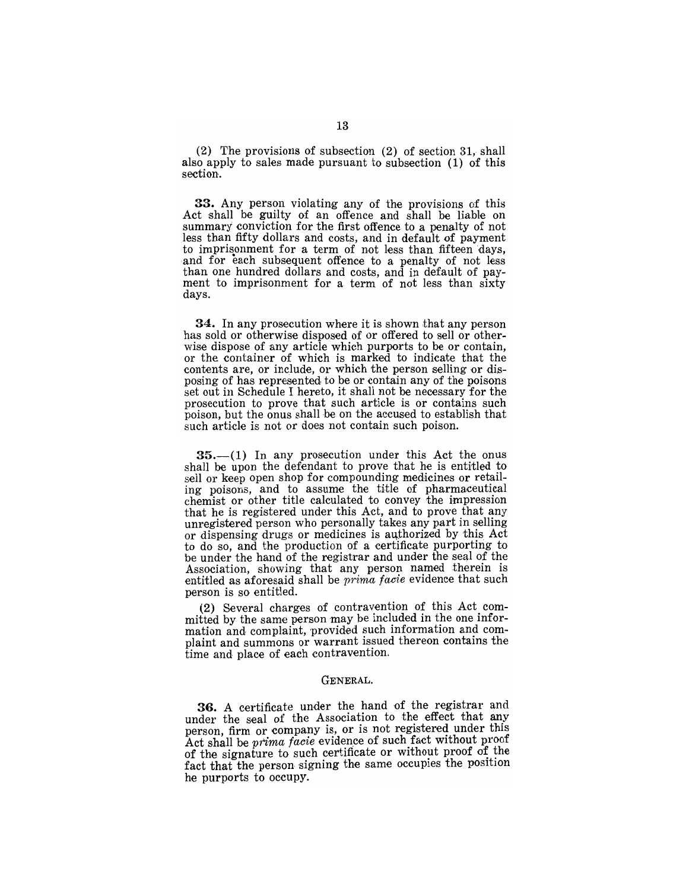(2) The provisions of subsection (2) of section 31, shall also apply to sales made pursuant to subsection (1) of this section.

**33.** Any person violating any of the provisions of this Act shall be guilty of an offence and shall be liable on summary conviction for the first offence to a penalty of not less than fifty dollars and costs, and in default of payment to imprisonment for a term of not less than fifteen days, and for each subsequent offence to a penalty of not less than one hundred dollars and costs, and in default of payment to imprisonment for a term of not less than sixty days.

**34.** In any prosecution where it is shown that any person has sold or otherwise disposed of or offered to sell or otherwise dispose of any article which purports to be or contain, or the container of which is marked to indicate that the contents are, or include, or which the person selling or disposing of has represented to be or contain any of the poisons set out in Schedule I hereto, it shall not be necessary for the prosecution to prove that such article is or contains such poison, but the onus shall be on the accused to establish that such article is not or does not contain such poison.

**35.**—(1) In any prosecution under this Act the onus shall be upon the defendant to prove that he is entitled to sell or keep open shop for compounding medicines or retailing poisons, and to assume the title of pharmaceutical chemist or other title calculated to convey the impression that he is registered under this Act, and to prove that any unregistered person who personally takes any part in selling or dispensing drugs or medicines is authorized by this Act to do so, and the production of a certificate purporting to be under the hand of the registrar and under the seal of the Association, showing that any person named therein is entitled as aforesaid shall be *prima facie* evidence that such person is so entitled.

(2) Several charges of contravention of this Act committed by the same person may be included in the one information and complaint, provided such information and complaint and summons or warrant issued thereon contains the time and place of each contravention.

## GENERAL.

**36.** A certificate under the hand of the registrar and under the seal of the Association to the effect that any person, firm or company is, or is not registered under this Act shall be *prima facie* evidence of such fact without proof of the signature to such certificate or without proof of the fact that the person signing the same occupies the position he purports to occupy.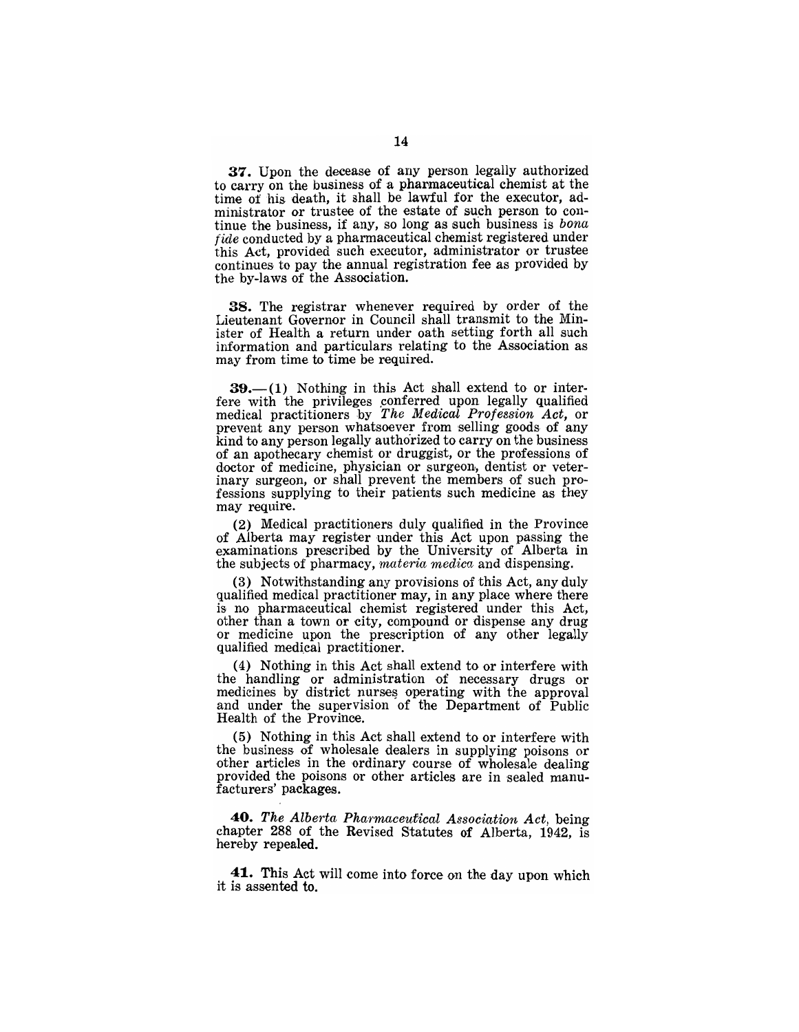**37.** Upon the decease of any person legally authorized to carry on the business of a pharmaceutical chemist at the time of his death, it shall be lawful for the executor, administrator or trustee of the estate of such person to continue the business, if any, so long as such business is *bona fide* conducted by a pharmaceutical chemist registered under this Act, provided such executor, administrator or trustee continues to pay the annual registration fee as provided by the by-laws of the Association.

**38.** The registrar whenever required by order of the Lieutenant Governor in Council shall transmit to the Minister of Health a return under oath setting forth all such information and particulars relating to the Association as may from time to time be required.

**39.**—(1) Nothing in this Act shall extend to or interfere with the privileges conferred upon legally qualified medical practitioners by *The Medical Profession Act*, or prevent any person whatsoever from selling goods of any kind to any person legally authorized to carry on the business of an apothecary chemist or druggist, or the professions of doctor of medicine, physician or surgeon, dentist or veterinary surgeon, or shall prevent the members of such professions supplying to their patients such medicine as they may require.

(2) Medical practitioners duly qualified in the Province of Alberta may register under this Act upon passing the examinations prescribed by the University of Alberta in the subjects of pharmacy, *materia medica* and dispensing.

(3) Notwithstanding any provisions of this Act, any duly qualified medical practitioner may, in any place where there is no pharmaceutical chemist registered under this Act, other than a town or city, compound or dispense any drug or medicine upon the prescription of any other legally qualified medical practitioner.

(4) Nothing in this Act shall extend to or interfere with the handling or administration of necessary drugs or medicines by district nurses operating with the approval and under the supervision of the Department of Public Health of the Province.

(5) Nothing in this Act shall extend to or interfere with the business of wholesale dealers in supplying poisons or other articles in the ordinary course of wholesale dealing provided the poisons or other articles are in sealed manufacturers' packages.

**40.** *The Alberta Pharmaceutical Association Act*, being chapter 288 of the Revised Statutes of Alberta, 1942, is hereby repealed.

**41.** This Act will come into force on the day upon which it is assented to.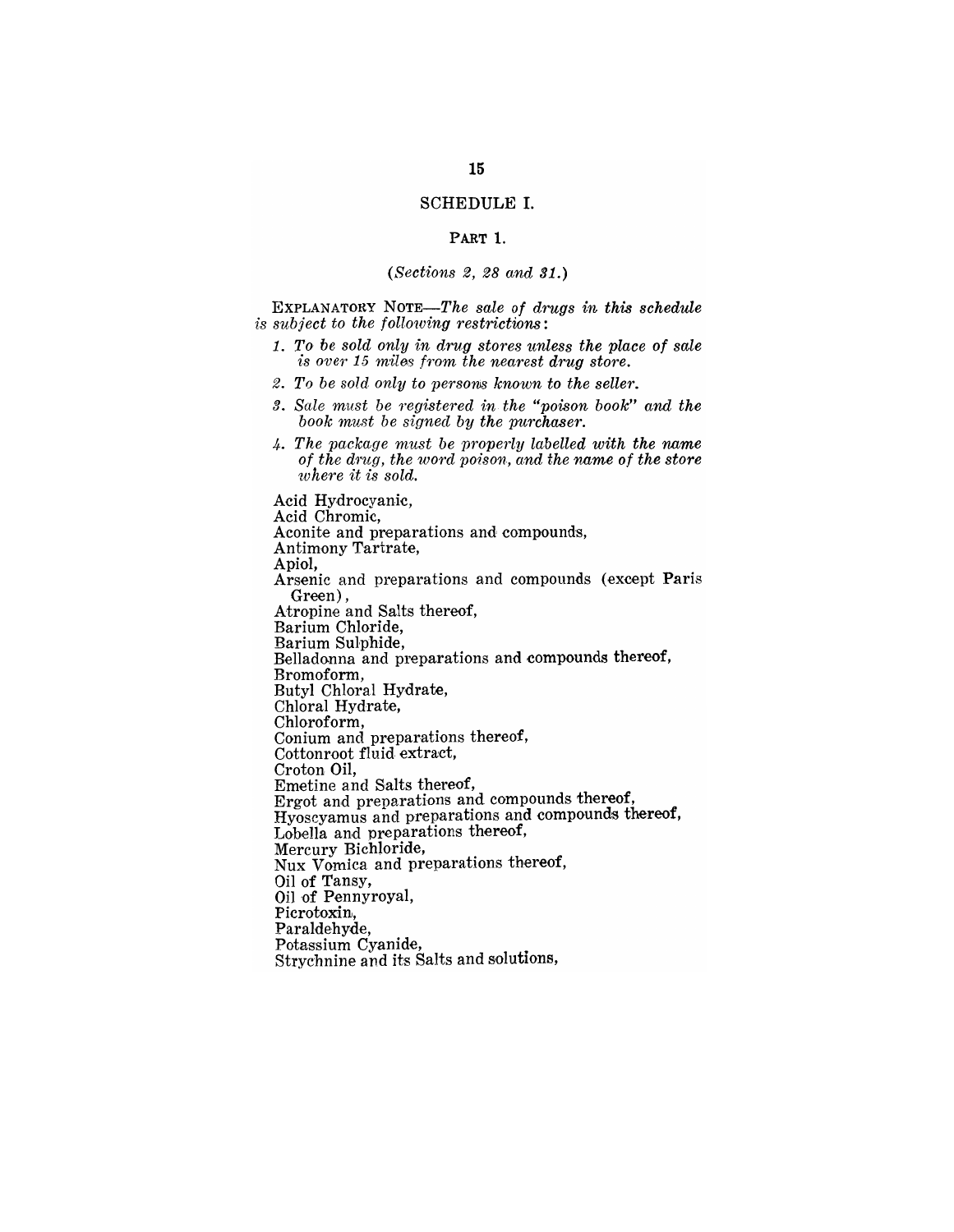## SCHEDULE I.

### PART 1.

*(Sections 2, 28 and 31.)*

EXPLANATORY NOTE—*The sale of drugs in this schedule is subject to the following restrictions*:

1. *To be sold only in drug stores unless the place of sale is over 15 miles from the nearest drug store.*
2. *To be sold only to persons known to the seller.*
3. *Sale must be registered in the "poison book" and the book must be signed by the purchaser.*
4. *The package must be properly labelled with the name of the drug, the word poison, and the name of the store where it is sold.*

Acid Hydrocyanic,
Acid Chromic,
Aconite and preparations and compounds,
Antimony Tartrate,
Apiol,
Arsenic and preparations and compounds (except Paris Green),
Atropine and Salts thereof,
Barium Chloride,
Barium Sulphide,
Belladonna and preparations and compounds thereof,
Bromoform,
Butyl Chloral Hydrate,
Chloral Hydrate,
Chloroform,
Conium and preparations thereof,
Cottonroot fluid extract,
Croton Oil,
Emetine and Salts thereof,
Ergot and preparations and compounds thereof,
Hyoscyamus and preparations and compounds thereof,
Lobella and preparations thereof,
Mercury Bichloride,
Nux Vomica and preparations thereof,
Oil of Tansy,
Oil of Pennyroyal,
Picrotoxin,
Paraldehyde,
Potassium Cyanide,
Strychnine and its Salts and solutions,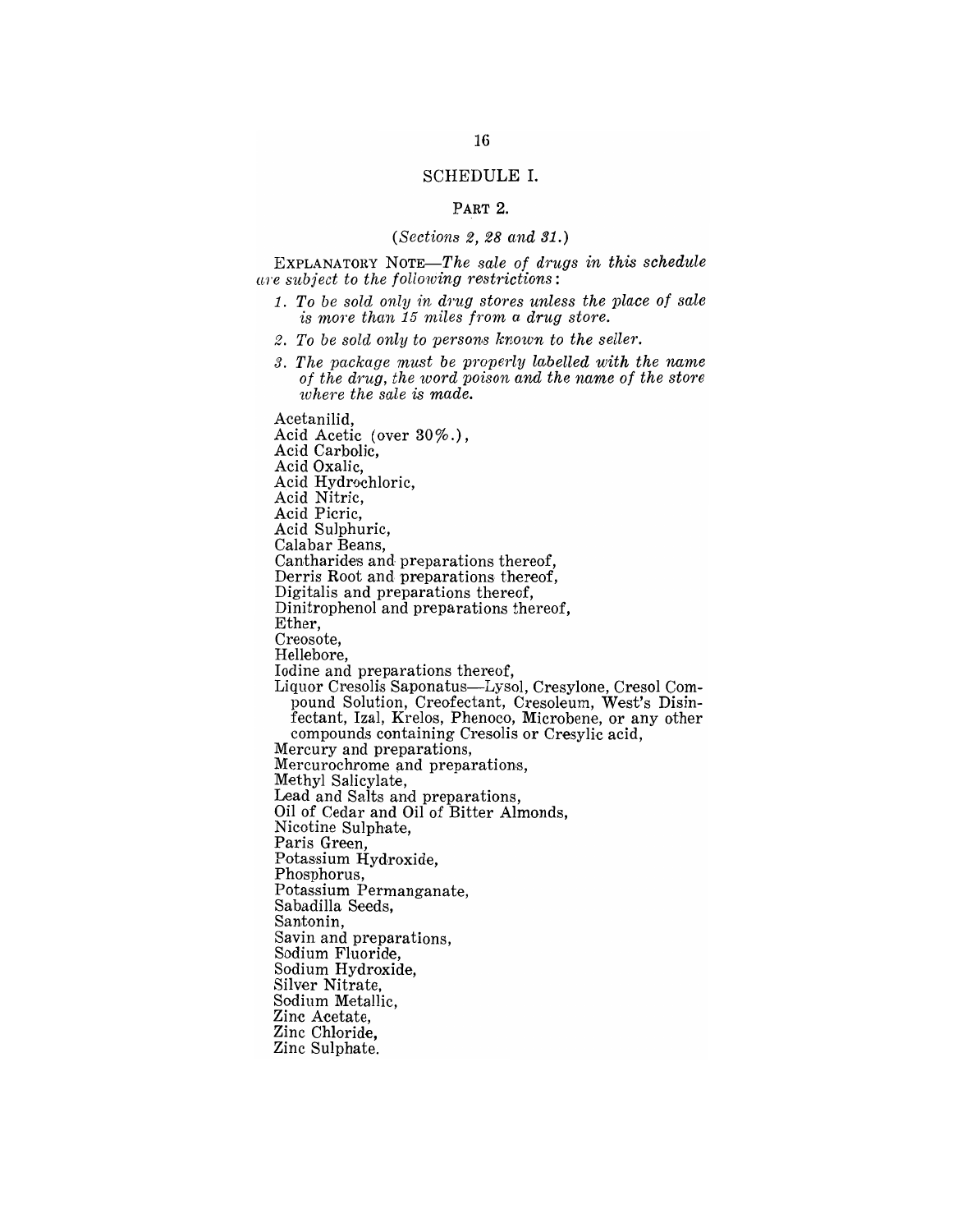## SCHEDULE I.

### PART 2.

*(Sections 2, 28 and 31.)*

EXPLANATORY NOTE—*The sale of drugs in this schedule are subject to the following restrictions*:

1. *To be sold only in drug stores unless the place of sale is more than 15 miles from a drug store.*
2. *To be sold only to persons known to the seller.*
3. *The package must be properly labelled with the name of the drug, the word poison and the name of the store where the sale is made.*

Acetanilid,  
Acid Acetic (over 30%.),  
Acid Carbolic,  
Acid Oxalic,  
Acid Hydrochloric,  
Acid Nitric,  
Acid Picric,  
Acid Sulphuric,  
Calabar Beans,  
Cantharides and preparations thereof,  
Derris Root and preparations thereof,  
Digitalis and preparations thereof,  
Dinitrophenol and preparations thereof,  
Ether,  
Creosote,  
Hellebore,  
Iodine and preparations thereof,  
Liquor Cresolis Saponatus—Lysol, Cresylone, Cresol Compound Solution, Creofectant, Cresoleum, West's Disinfectant, Izal, Krelos, Phenoco, Microbene, or any other compounds containing Cresolis or Cresylic acid,  
Mercury and preparations,  
Mercurochrome and preparations,  
Methyl Salicylate,  
Lead and Salts and preparations,  
Oil of Cedar and Oil of Bitter Almonds,  
Nicotine Sulphate,  
Paris Green,  
Potassium Hydroxide,  
Phosphorus,  
Potassium Permanganate,  
Sabadilla Seeds,  
Santonin,  
Savin and preparations,  
Sodium Fluoride,  
Sodium Hydroxide,  
Silver Nitrate,  
Sodium Metallic,  
Zinc Acetate,  
Zinc Chloride,  
Zinc Sulphate.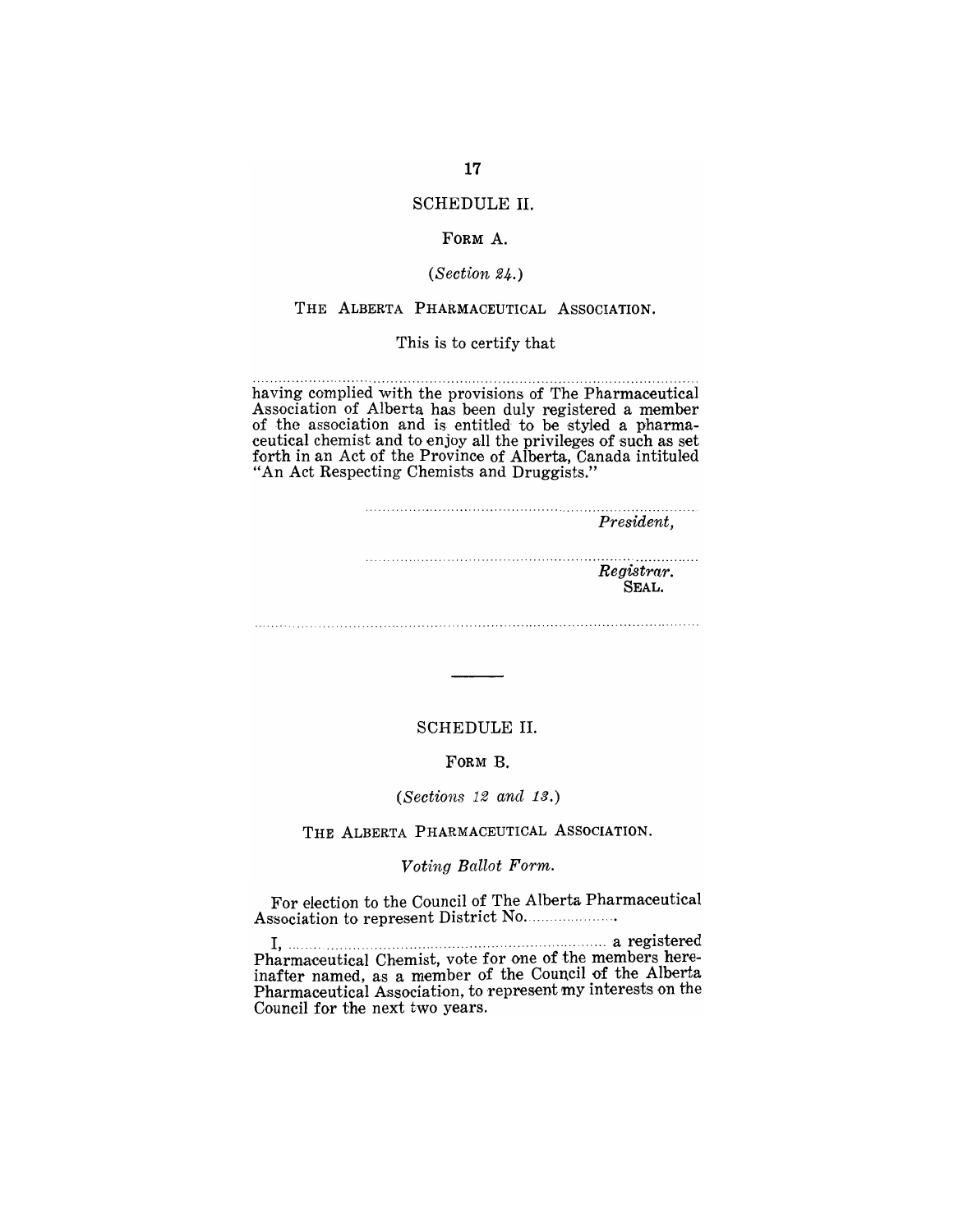## SCHEDULE II.

### FORM A.

*(Section 24.)*

THE ALBERTA PHARMACEUTICAL ASSOCIATION.

This is to certify that

.............................................................................................................

having complied with the provisions of The Pharmaceutical Association of Alberta has been duly registered a member of the association and is entitled to be styled a pharmaceutical chemist and to enjoy all the privileges of such as set forth in an Act of the Province of Alberta, Canada intituled "An Act Respecting Chemists and Druggists."

.............................................................................
*President,*

.............................................................................
*Registrar.*
SEAL.

.............................................................................................................

---

## SCHEDULE II.

### FORM B.

*(Sections 12 and 13.)*

THE ALBERTA PHARMACEUTICAL ASSOCIATION.

*Voting Ballot Form.*

For election to the Council of The Alberta Pharmaceutical Association to represent District No.....................

I, ........................................................................ a registered Pharmaceutical Chemist, vote for one of the members hereinafter named, as a member of the Council of the Alberta Pharmaceutical Association, to represent my interests on the Council for the next two years.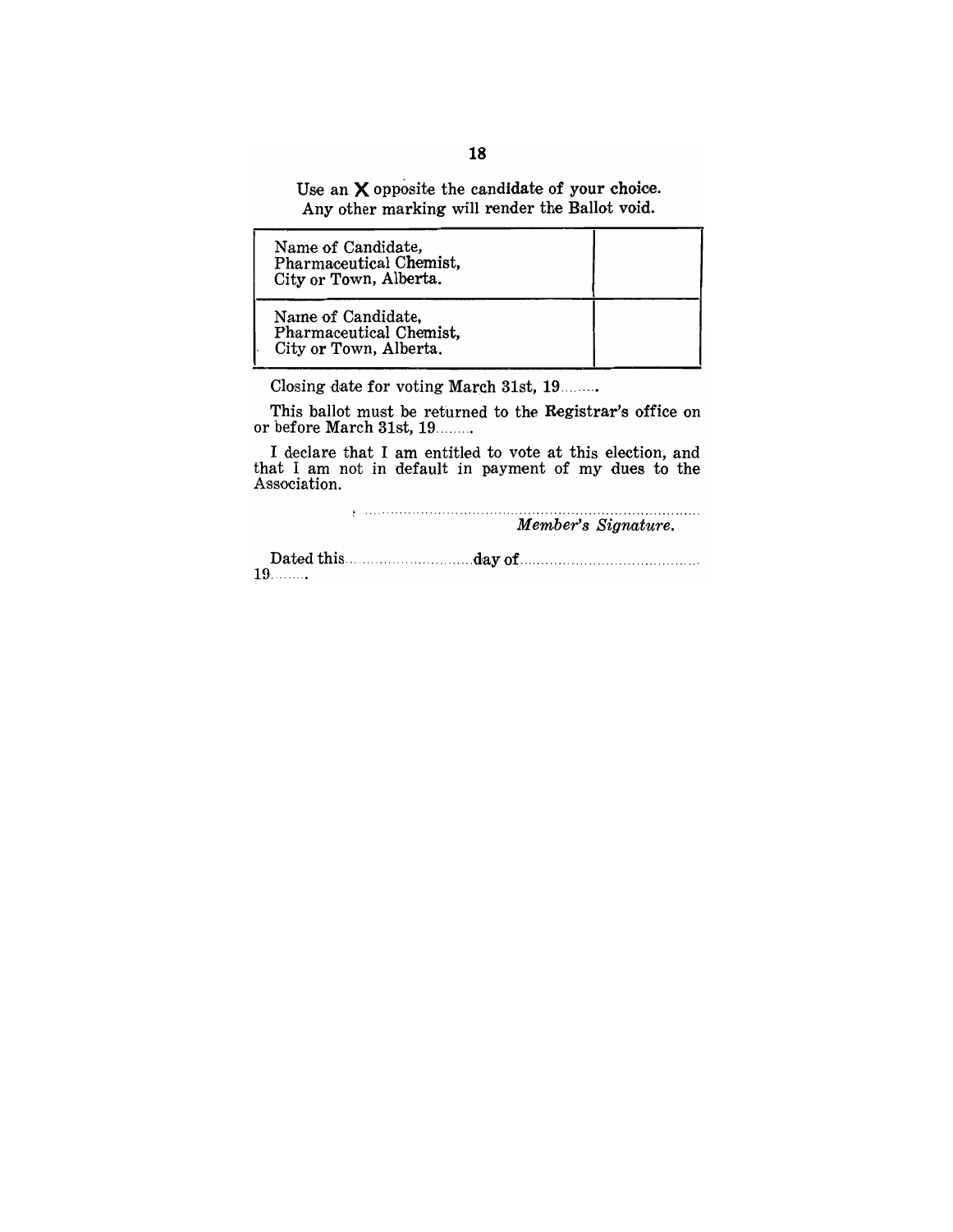Use an **X** opposite the candidate of your choice.
Any other marking will render the Ballot void.

| | |
|---|---|
| Name of Candidate,<br>Pharmaceutical Chemist,<br>City or Town, Alberta. | |
| Name of Candidate,<br>Pharmaceutical Chemist,<br>City or Town, Alberta. | |

Closing date for voting March 31st, 19........

This ballot must be returned to the Registrar's office on or before March 31st, 19........

I declare that I am entitled to vote at this election, and that I am not in default in payment of my dues to the Association.

..........................................................................................
*Member's Signature.*

Dated this..............................day of..........................................
19........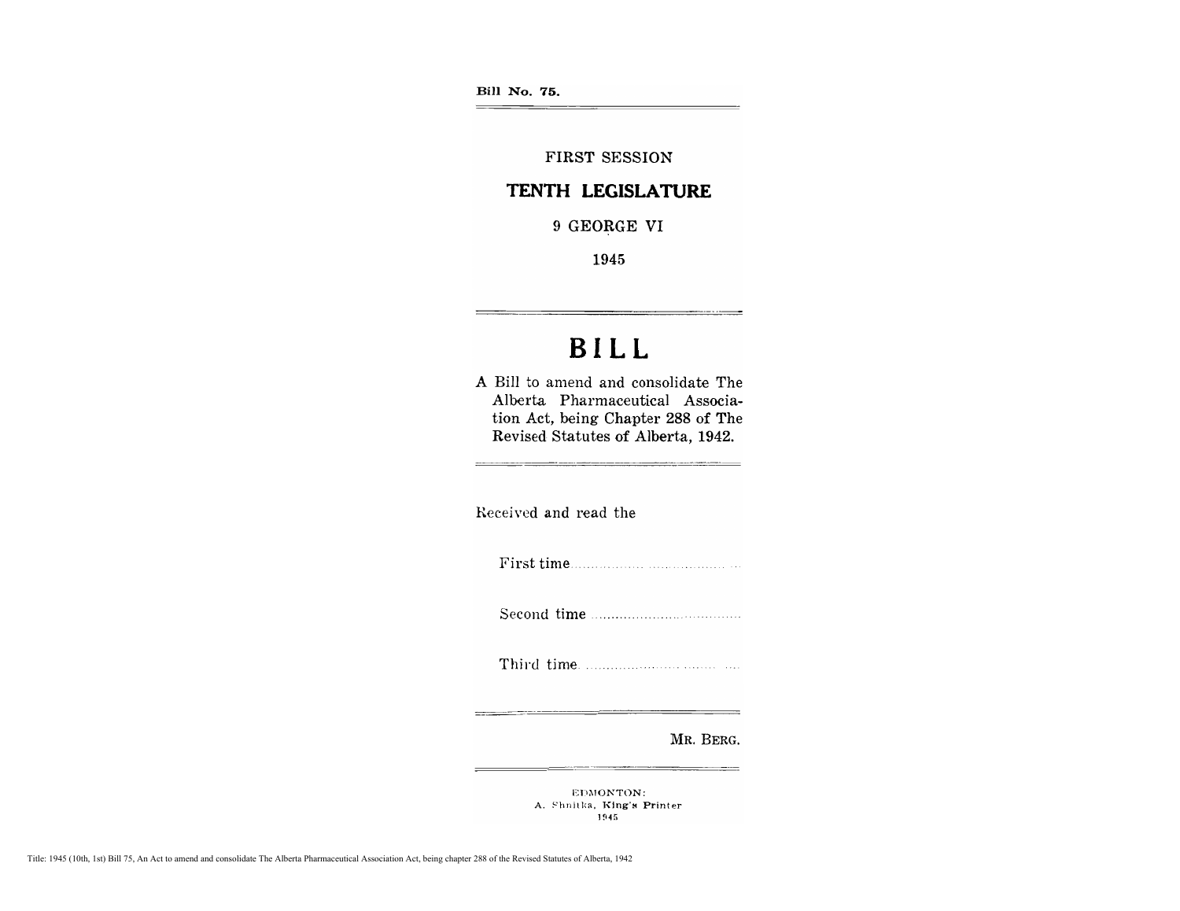Bill No. 75.

FIRST SESSION

## TENTH LEGISLATURE

9 GEORGE VI

1945

# BILL

A Bill to amend and consolidate The Alberta Pharmaceutical Association Act, being Chapter 288 of The Revised Statutes of Alberta, 1942.

Received and read the

First time..................................................

Second time ..............................................

Third time..................................................

MR. BERG.

EDMONTON:
A. Shnitka, King's Printer
1945

Title: 1945 (10th, 1st) Bill 75, An Act to amend and consolidate The Alberta Pharmaceutical Association Act, being chapter 288 of the Revised Statutes of Alberta, 1942